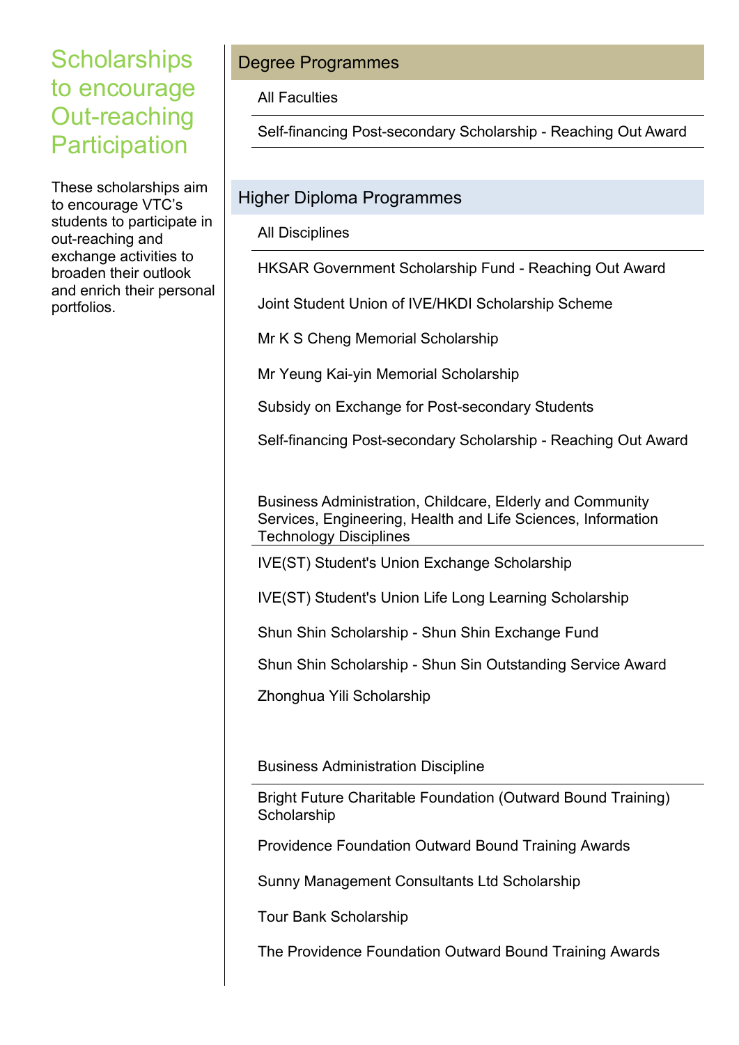# Scholarships to encourage Out-reaching Participation

These scholarships aim to encourage VTC's students to participate in out-reaching and exchange activities to broaden their outlook and enrich their personal portfolios.

## Degree Programmes

### All Faculties

- Self-financing Post-secondary Scholarship - Reaching Out Award

## Higher Diploma Programmes

### All Disciplines

- HKSAR Government Scholarship Fund - Reaching Out Award
- Joint Student Union of IVE/HKDI Scholarship Scheme
- Mr K S Cheng Memorial Scholarship
- Mr Yeung Kai-yin Memorial Scholarship
- Subsidy on Exchange for Post-secondary Students
- Self-financing Post-secondary Scholarship - Reaching Out Award

### Business Administration, Childcare, Elderly and Community Services, Engineering, Health and Life Sciences, Information Technology Disciplines

- IVE(ST) Student's Union Exchange Scholarship
- IVE(ST) Student's Union Life Long Learning Scholarship
- Shun Shin Scholarship - Shun Shin Exchange Fund
- Shun Shin Scholarship - Shun Sin Outstanding Service Award
- Zhonghua Yili Scholarship

### Business Administration Discipline

- Bright Future Charitable Foundation (Outward Bound Training) Scholarship
- Providence Foundation Outward Bound Training Awards
- Sunny Management Consultants Ltd Scholarship
- Tour Bank Scholarship
- The Providence Foundation Outward Bound Training Awards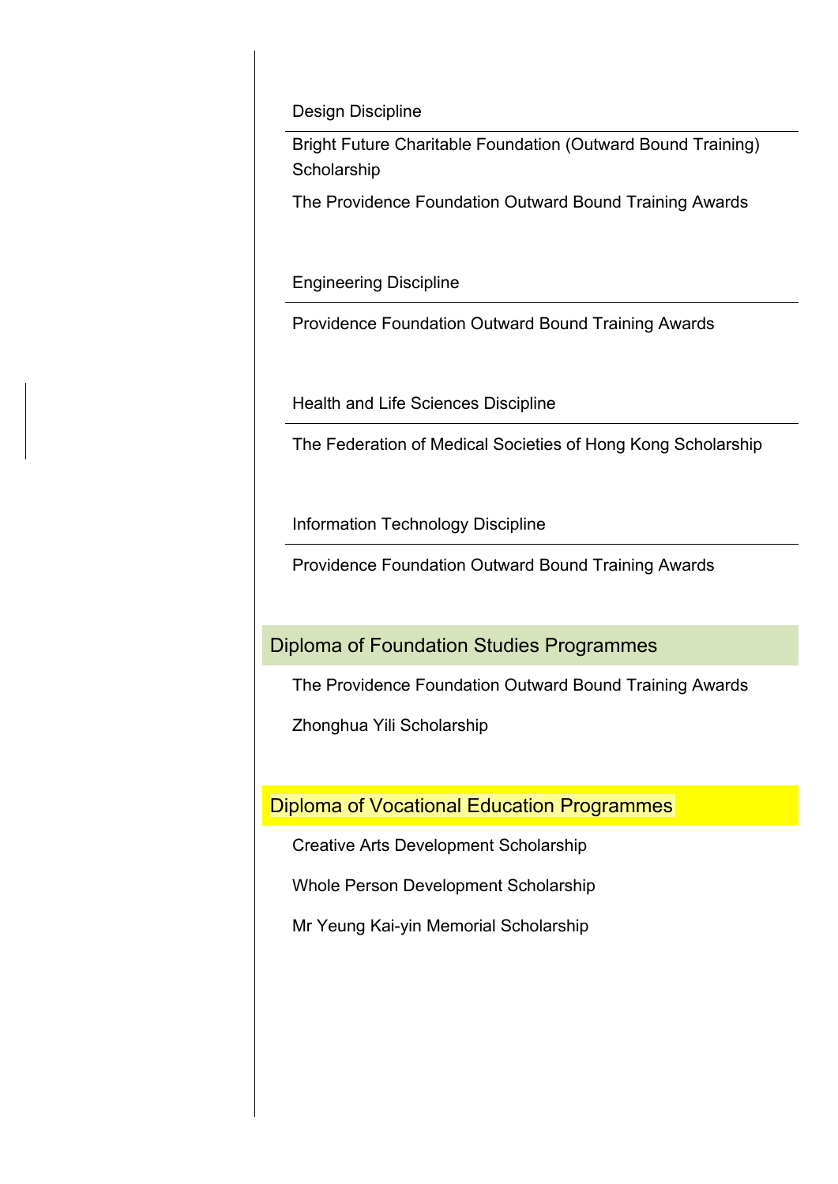### Design Discipline

Bright Future Charitable Foundation (Outward Bound Training) Scholarship

The Providence Foundation Outward Bound Training Awards

### Engineering Discipline

Providence Foundation Outward Bound Training Awards

### Health and Life Sciences Discipline

The Federation of Medical Societies of Hong Kong Scholarship

### Information Technology Discipline

Providence Foundation Outward Bound Training Awards

## Diploma of Foundation Studies Programmes

The Providence Foundation Outward Bound Training Awards

Zhonghua Yili Scholarship

## Diploma of Vocational Education Programmes

Creative Arts Development Scholarship

Whole Person Development Scholarship

Mr Yeung Kai-yin Memorial Scholarship